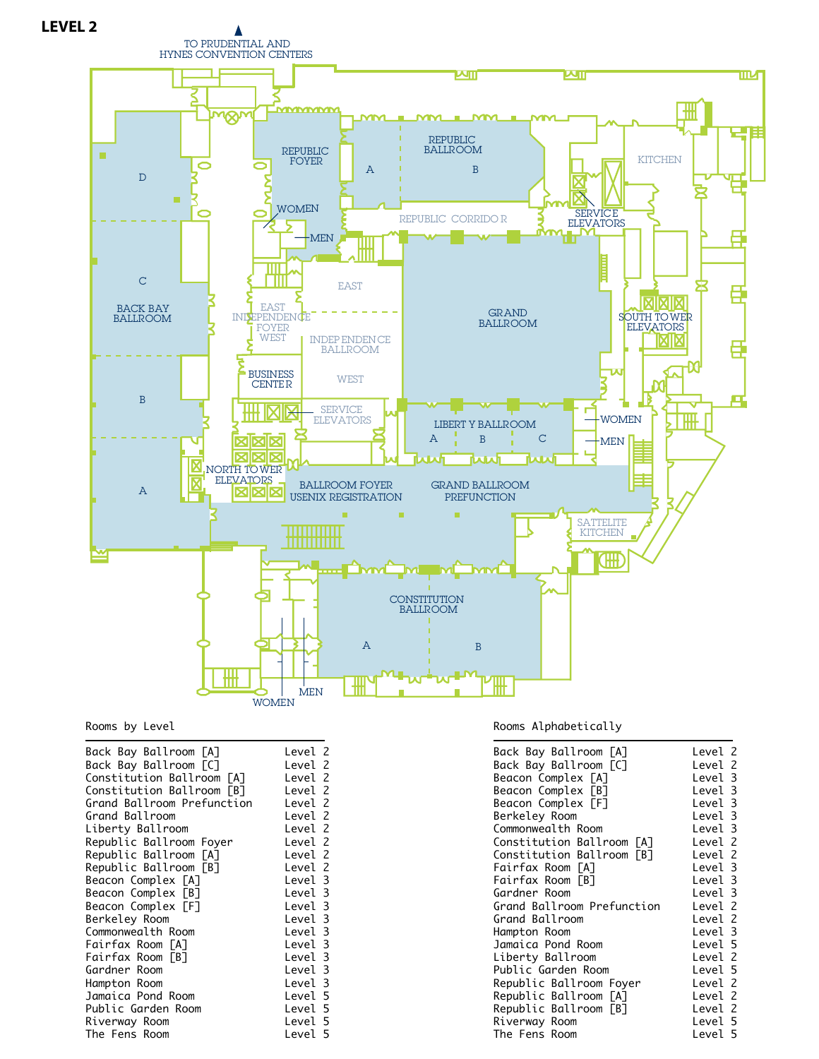# LEVEL 2

TO PRUDENTIAL AND HYNES CONVENTION CENTERS

D
C
BACK BAY BALLROOM
B
A

REPUBLIC FOYER
WOMEN
MEN

REPUBLIC BALLROOM
A
B

REPUBLIC CORRIDOR

KITCHEN

SERVICE ELEVATORS

EAST
EAST INDEPENDENCE FOYER WEST
INDEPENDENCE BALLROOM
WEST

GRAND BALLROOM

SOUTH TOWER ELEVATORS

BUSINESS CENTER

SERVICE ELEVATORS

LIBERTY BALLROOM
A B C

WOMEN
MEN

NORTH TOWER ELEVATORS

BALLROOM FOYER USENIX REGISTRATION

GRAND BALLROOM PREFUNCTION

SATTELITE KITCHEN

CONSTITUTION BALLROOM
A
B

WOMEN
MEN

## Rooms by Level

| Room | Level |
|---|---|
| Back Bay Ballroom [A] | Level 2 |
| Back Bay Ballroom [C] | Level 2 |
| Constitution Ballroom [A] | Level 2 |
| Constitution Ballroom [B] | Level 2 |
| Grand Ballroom Prefunction | Level 2 |
| Grand Ballroom | Level 2 |
| Liberty Ballroom | Level 2 |
| Republic Ballroom Foyer | Level 2 |
| Republic Ballroom [A] | Level 2 |
| Republic Ballroom [B] | Level 2 |
| Beacon Complex [A] | Level 3 |
| Beacon Complex [B] | Level 3 |
| Beacon Complex [F] | Level 3 |
| Berkeley Room | Level 3 |
| Commonwealth Room | Level 3 |
| Fairfax Room [A] | Level 3 |
| Fairfax Room [B] | Level 3 |
| Gardner Room | Level 3 |
| Hampton Room | Level 3 |
| Jamaica Pond Room | Level 5 |
| Public Garden Room | Level 5 |
| Riverway Room | Level 5 |
| The Fens Room | Level 5 |

## Rooms Alphabetically

| Room | Level |
|---|---|
| Back Bay Ballroom [A] | Level 2 |
| Back Bay Ballroom [C] | Level 2 |
| Beacon Complex [A] | Level 3 |
| Beacon Complex [B] | Level 3 |
| Beacon Complex [F] | Level 3 |
| Berkeley Room | Level 3 |
| Commonwealth Room | Level 3 |
| Constitution Ballroom [A] | Level 2 |
| Constitution Ballroom [B] | Level 2 |
| Fairfax Room [A] | Level 3 |
| Fairfax Room [B] | Level 3 |
| Gardner Room | Level 3 |
| Grand Ballroom Prefunction | Level 2 |
| Grand Ballroom | Level 2 |
| Hampton Room | Level 3 |
| Jamaica Pond Room | Level 5 |
| Liberty Ballroom | Level 2 |
| Public Garden Room | Level 5 |
| Republic Ballroom Foyer | Level 2 |
| Republic Ballroom [A] | Level 2 |
| Republic Ballroom [B] | Level 2 |
| Riverway Room | Level 5 |
| The Fens Room | Level 5 |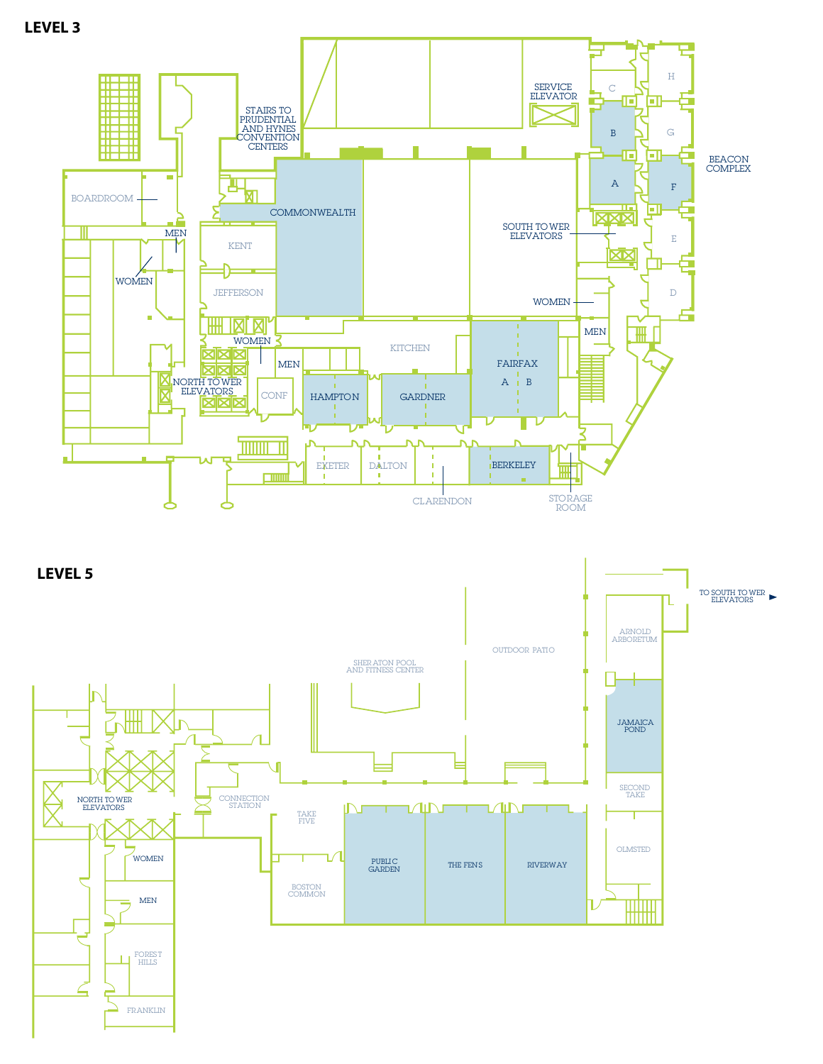## LEVEL 3

STAIRS TO PRUDENTIAL AND HYNES CONVENTION CENTERS

SERVICE ELEVATOR

H

C

B

G

BEACON COMPLEX

A

F

BOARDROOM

COMMONWEALTH

SOUTH TOWER ELEVATORS

E

MEN

KENT

WOMEN

JEFFERSON

D

WOMEN

WOMEN

MEN

KITCHEN

MEN

FAIRFAX

A B

NORTH TOWER ELEVATORS

CONF

HAMPTON

GARDNER

EXETER

DALTON

BERKELEY

CLARENDON

STORAGE ROOM

## LEVEL 5

TO SOUTH TOWER ELEVATORS ►

ARNOLD ARBORETUM

OUTDOOR PATIO

SHERATON POOL AND FITNESS CENTER

JAMAICA POND

SECOND TAKE

NORTH TOWER ELEVATORS

CONNECTION STATION

TAKE FIVE

OLMSTED

WOMEN

PUBLIC GARDEN

THE FENS

RIVERWAY

BOSTON COMMON

MEN

FOREST HILLS

FRANKLIN